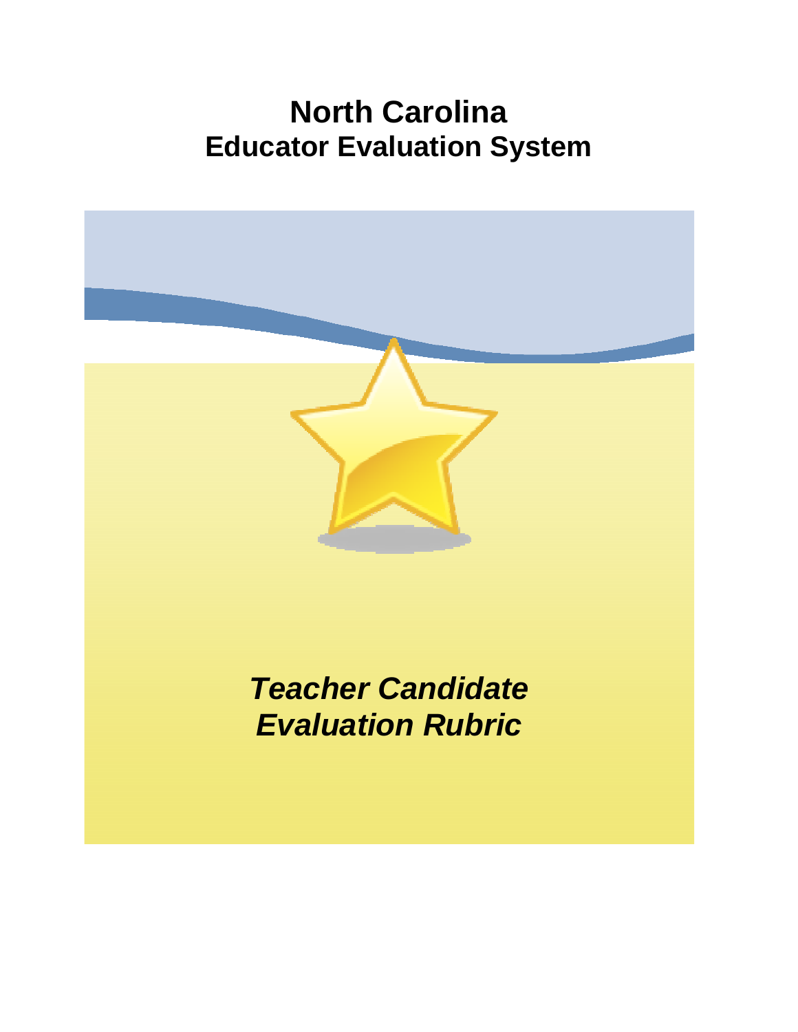# North Carolina
## Educator Evaluation System

***Teacher Candidate Evaluation Rubric***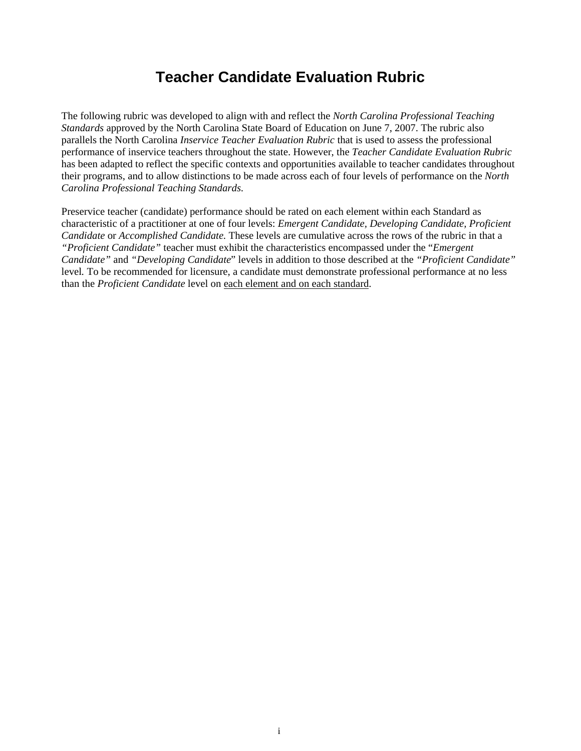# Teacher Candidate Evaluation Rubric

The following rubric was developed to align with and reflect the *North Carolina Professional Teaching Standards* approved by the North Carolina State Board of Education on June 7, 2007. The rubric also parallels the North Carolina *Inservice Teacher Evaluation Rubric* that is used to assess the professional performance of inservice teachers throughout the state. However, the *Teacher Candidate Evaluation Rubric* has been adapted to reflect the specific contexts and opportunities available to teacher candidates throughout their programs, and to allow distinctions to be made across each of four levels of performance on the *North Carolina Professional Teaching Standards.*

Preservice teacher (candidate) performance should be rated on each element within each Standard as characteristic of a practitioner at one of four levels: *Emergent Candidate, Developing Candidate, Proficient Candidate* or *Accomplished Candidate.* These levels are cumulative across the rows of the rubric in that a *"Proficient Candidate"* teacher must exhibit the characteristics encompassed under the "*Emergent Candidate"* and *"Developing Candidate*" levels in addition to those described at the *"Proficient Candidate"* level. To be recommended for licensure, a candidate must demonstrate professional performance at no less than the *Proficient Candidate* level on <u>each element and on each standard</u>.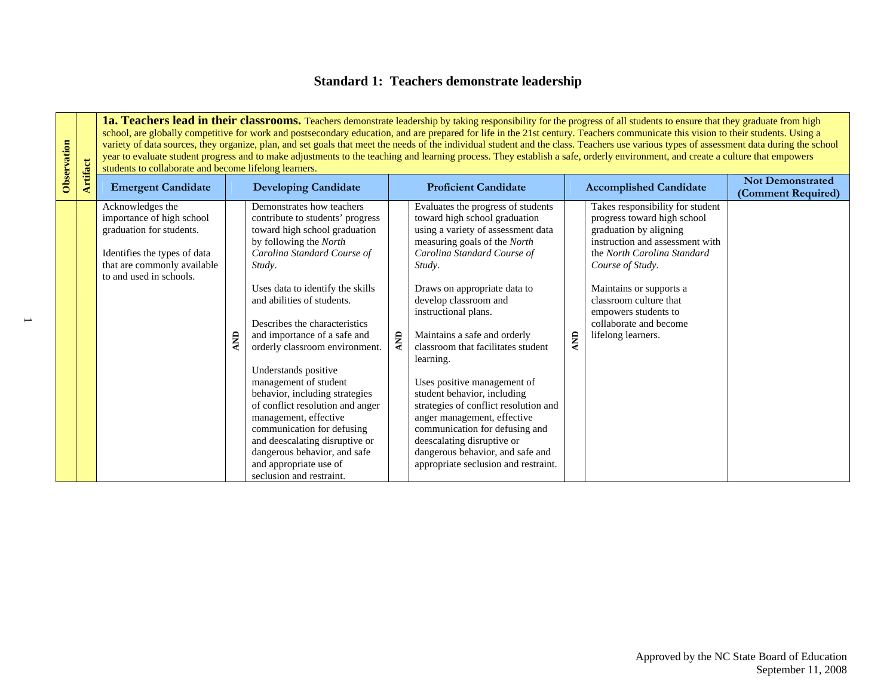## Standard 1: Teachers demonstrate leadership

| Observation | Artifact | **1a. Teachers lead in their classrooms.** Teachers demonstrate leadership by taking responsibility for the progress of all students to ensure that they graduate from high school, are globally competitive for work and postsecondary education, and are prepared for life in the 21st century. Teachers communicate this vision to their students. Using a variety of data sources, they organize, plan, and set goals that meet the needs of the individual student and the class. Teachers use various types of assessment data during the school year to evaluate student progress and to make adjustments to the teaching and learning process. They establish a safe, orderly environment, and create a culture that empowers students to collaborate and become lifelong learners. | | | | | | | |
|---|---|---|---|---|---|---|---|---|---|
| | | **Emergent Candidate** | | **Developing Candidate** | | **Proficient Candidate** | | **Accomplished Candidate** | **Not Demonstrated (Comment Required)** |
| | | Acknowledges the importance of high school graduation for students.<br><br>Identifies the types of data that are commonly available to and used in schools. | AND | Demonstrates how teachers contribute to students' progress toward high school graduation by following the *North Carolina Standard Course of Study*.<br><br>Uses data to identify the skills and abilities of students.<br><br>Describes the characteristics and importance of a safe and orderly classroom environment.<br><br>Understands positive management of student behavior, including strategies of conflict resolution and anger management, effective communication for defusing and deescalating disruptive or dangerous behavior, and safe and appropriate use of seclusion and restraint. | AND | Evaluates the progress of students toward high school graduation using a variety of assessment data measuring goals of the *North Carolina Standard Course of Study*.<br><br>Draws on appropriate data to develop classroom and instructional plans.<br><br>Maintains a safe and orderly classroom that facilitates student learning.<br><br>Uses positive management of student behavior, including strategies of conflict resolution and anger management, effective communication for defusing and deescalating disruptive or dangerous behavior, and safe and appropriate seclusion and restraint. | AND | Takes responsibility for student progress toward high school graduation by aligning instruction and assessment with the *North Carolina Standard Course of Study*.<br><br>Maintains or supports a classroom culture that empowers students to collaborate and become lifelong learners. | |

Approved by the NC State Board of Education
September 11, 2008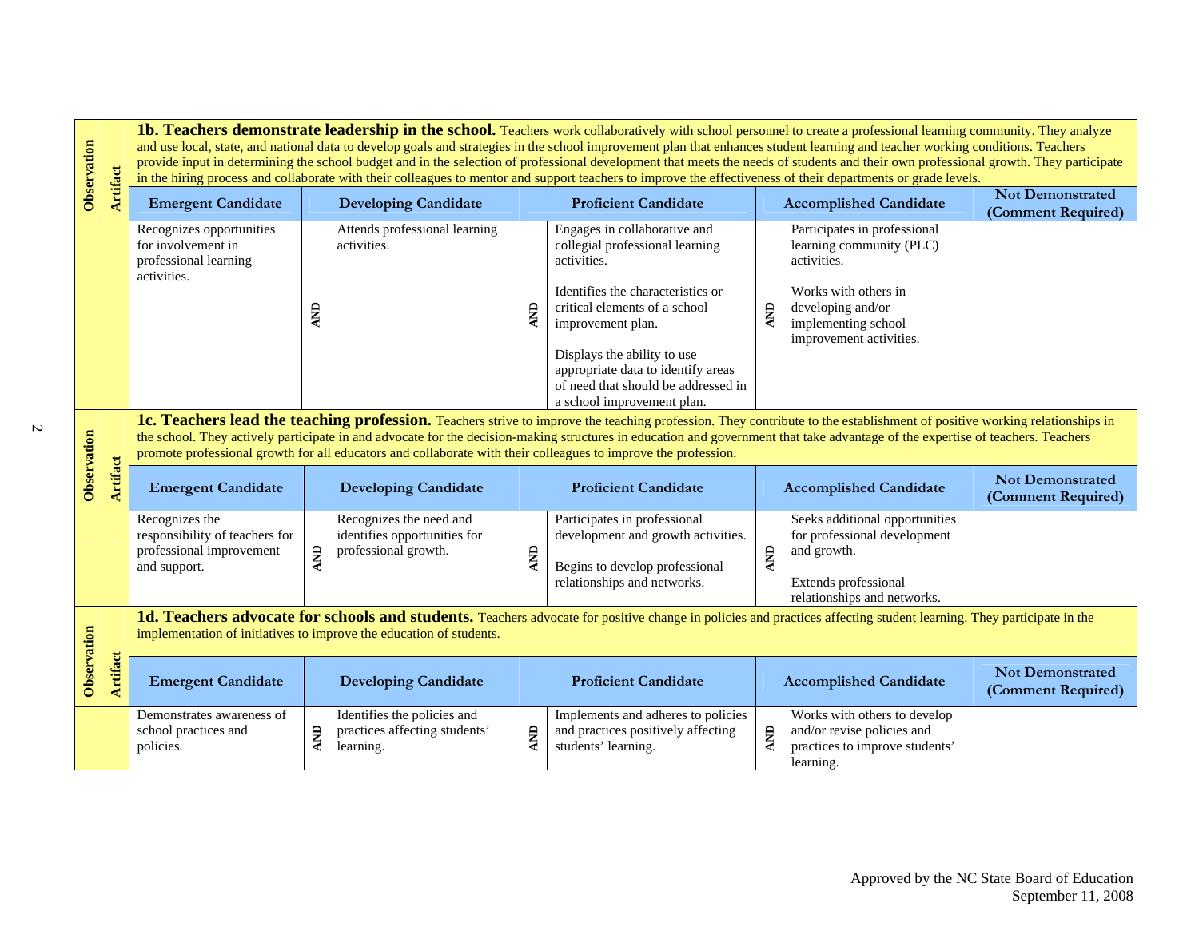**1b. Teachers demonstrate leadership in the school.** Teachers work collaboratively with school personnel to create a professional learning community. They analyze and use local, state, and national data to develop goals and strategies in the school improvement plan that enhances student learning and teacher working conditions. Teachers provide input in determining the school budget and in the selection of professional development that meets the needs of students and their own professional growth. They participate in the hiring process and collaborate with their colleagues to mentor and support teachers to improve the effectiveness of their departments or grade levels.

| Observation | Artifact | Emergent Candidate | | Developing Candidate | | Proficient Candidate | | Accomplished Candidate | Not Demonstrated (Comment Required) |
|---|---|---|---|---|---|---|---|---|---|
| | | Recognizes opportunities for involvement in professional learning activities. | AND | Attends professional learning activities. | AND | Engages in collaborative and collegial professional learning activities.<br><br>Identifies the characteristics or critical elements of a school improvement plan.<br><br>Displays the ability to use appropriate data to identify areas of need that should be addressed in a school improvement plan. | AND | Participates in professional learning community (PLC) activities.<br><br>Works with others in developing and/or implementing school improvement activities. | |

**1c. Teachers lead the teaching profession.** Teachers strive to improve the teaching profession. They contribute to the establishment of positive working relationships in the school. They actively participate in and advocate for the decision-making structures in education and government that take advantage of the expertise of teachers. Teachers promote professional growth for all educators and collaborate with their colleagues to improve the profession.

| Observation | Artifact | Emergent Candidate | | Developing Candidate | | Proficient Candidate | | Accomplished Candidate | Not Demonstrated (Comment Required) |
|---|---|---|---|---|---|---|---|---|---|
| | | Recognizes the responsibility of teachers for professional improvement and support. | AND | Recognizes the need and identifies opportunities for professional growth. | AND | Participates in professional development and growth activities.<br><br>Begins to develop professional relationships and networks. | AND | Seeks additional opportunities for professional development and growth.<br><br>Extends professional relationships and networks. | |

**1d. Teachers advocate for schools and students.** Teachers advocate for positive change in policies and practices affecting student learning. They participate in the implementation of initiatives to improve the education of students.

| Observation | Artifact | Emergent Candidate | | Developing Candidate | | Proficient Candidate | | Accomplished Candidate | Not Demonstrated (Comment Required) |
|---|---|---|---|---|---|---|---|---|---|
| | | Demonstrates awareness of school practices and policies. | AND | Identifies the policies and practices affecting students' learning. | AND | Implements and adheres to policies and practices positively affecting students' learning. | AND | Works with others to develop and/or revise policies and practices to improve students' learning. | |

Approved by the NC State Board of Education
September 11, 2008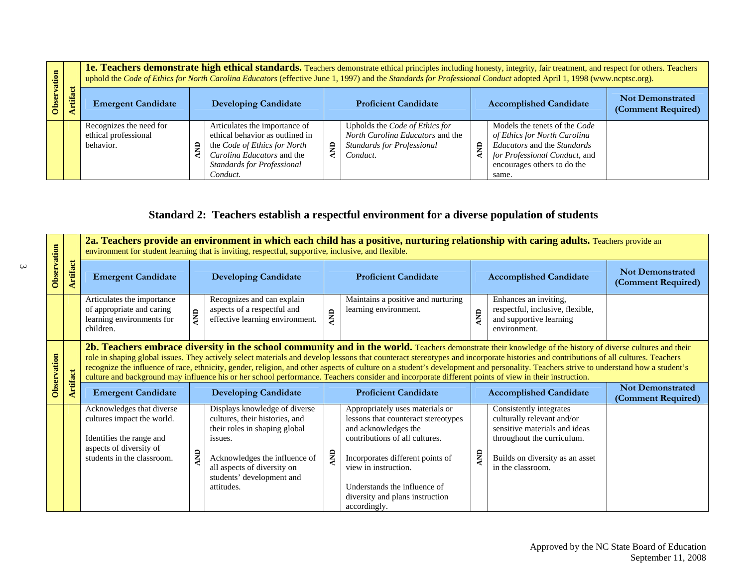| Observation | Artifact | **1e. Teachers demonstrate high ethical standards.** Teachers demonstrate ethical principles including honesty, integrity, fair treatment, and respect for others. Teachers uphold the *Code of Ethics for North Carolina Educators* (effective June 1, 1997) and the *Standards for Professional Conduct* adopted April 1, 1998 (www.ncptsc.org). | | | | | | | |
|---|---|---|---|---|---|---|---|---|---|
| | | **Emergent Candidate** | | **Developing Candidate** | | **Proficient Candidate** | | **Accomplished Candidate** | **Not Demonstrated (Comment Required)** |
| | | Recognizes the need for ethical professional behavior. | AND | Articulates the importance of ethical behavior as outlined in the *Code of Ethics for North Carolina Educators* and the *Standards for Professional Conduct.* | AND | Upholds the *Code of Ethics for North Carolina Educators* and the *Standards for Professional Conduct*. | AND | Models the tenets of the *Code of Ethics for North Carolina Educators* and the *Standards for Professional Conduct*, and encourages others to do the same. | |

## Standard 2: Teachers establish a respectful environment for a diverse population of students

| Observation | Artifact | **2a. Teachers provide an environment in which each child has a positive, nurturing relationship with caring adults.** Teachers provide an environment for student learning that is inviting, respectful, supportive, inclusive, and flexible. | | | | | | | |
|---|---|---|---|---|---|---|---|---|---|
| | | **Emergent Candidate** | | **Developing Candidate** | | **Proficient Candidate** | | **Accomplished Candidate** | **Not Demonstrated (Comment Required)** |
| | | Articulates the importance of appropriate and caring learning environments for children. | AND | Recognizes and can explain aspects of a respectful and effective learning environment. | AND | Maintains a positive and nurturing learning environment. | AND | Enhances an inviting, respectful, inclusive, flexible, and supportive learning environment. | |
| Observation | Artifact | **2b. Teachers embrace diversity in the school community and in the world.** Teachers demonstrate their knowledge of the history of diverse cultures and their role in shaping global issues. They actively select materials and develop lessons that counteract stereotypes and incorporate histories and contributions of all cultures. Teachers recognize the influence of race, ethnicity, gender, religion, and other aspects of culture on a student's development and personality. Teachers strive to understand how a student's culture and background may influence his or her school performance. Teachers consider and incorporate different points of view in their instruction. | | | | | | | |
| | | **Emergent Candidate** | | **Developing Candidate** | | **Proficient Candidate** | | **Accomplished Candidate** | **Not Demonstrated (Comment Required)** |
| | | Acknowledges that diverse cultures impact the world.<br><br>Identifies the range and aspects of diversity of students in the classroom. | AND | Displays knowledge of diverse cultures, their histories, and their roles in shaping global issues.<br><br>Acknowledges the influence of all aspects of diversity on students' development and attitudes. | AND | Appropriately uses materials or lessons that counteract stereotypes and acknowledges the contributions of all cultures.<br><br>Incorporates different points of view in instruction.<br><br>Understands the influence of diversity and plans instruction accordingly. | AND | Consistently integrates culturally relevant and/or sensitive materials and ideas throughout the curriculum.<br><br>Builds on diversity as an asset in the classroom. | |

Approved by the NC State Board of Education
September 11, 2008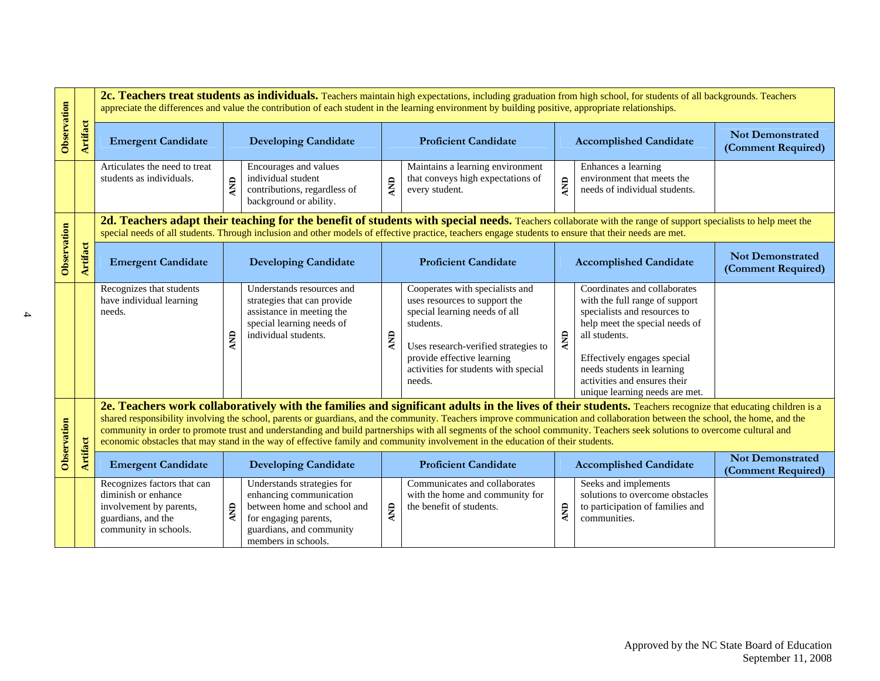**2c. Teachers treat students as individuals.** Teachers maintain high expectations, including graduation from high school, for students of all backgrounds. Teachers appreciate the differences and value the contribution of each student in the learning environment by building positive, appropriate relationships.

| Observation | Artifact | Emergent Candidate | | Developing Candidate | | Proficient Candidate | | Accomplished Candidate | Not Demonstrated (Comment Required) |
|---|---|---|---|---|---|---|---|---|---|
| | | Articulates the need to treat students as individuals. | AND | Encourages and values individual student contributions, regardless of background or ability. | AND | Maintains a learning environment that conveys high expectations of every student. | AND | Enhances a learning environment that meets the needs of individual students. | |

**2d. Teachers adapt their teaching for the benefit of students with special needs.** Teachers collaborate with the range of support specialists to help meet the special needs of all students. Through inclusion and other models of effective practice, teachers engage students to ensure that their needs are met.

| Observation | Artifact | Emergent Candidate | | Developing Candidate | | Proficient Candidate | | Accomplished Candidate | Not Demonstrated (Comment Required) |
|---|---|---|---|---|---|---|---|---|---|
| | | Recognizes that students have individual learning needs. | AND | Understands resources and strategies that can provide assistance in meeting the special learning needs of individual students. | AND | Cooperates with specialists and uses resources to support the special learning needs of all students.<br><br>Uses research-verified strategies to provide effective learning activities for students with special needs. | AND | Coordinates and collaborates with the full range of support specialists and resources to help meet the special needs of all students.<br><br>Effectively engages special needs students in learning activities and ensures their unique learning needs are met. | |

**2e. Teachers work collaboratively with the families and significant adults in the lives of their students.** Teachers recognize that educating children is a shared responsibility involving the school, parents or guardians, and the community. Teachers improve communication and collaboration between the school, the home, and the community in order to promote trust and understanding and build partnerships with all segments of the school community. Teachers seek solutions to overcome cultural and economic obstacles that may stand in the way of effective family and community involvement in the education of their students.

| Observation | Artifact | Emergent Candidate | | Developing Candidate | | Proficient Candidate | | Accomplished Candidate | Not Demonstrated (Comment Required) |
|---|---|---|---|---|---|---|---|---|---|
| | | Recognizes factors that can diminish or enhance involvement by parents, guardians, and the community in schools. | AND | Understands strategies for enhancing communication between home and school and for engaging parents, guardians, and community members in schools. | AND | Communicates and collaborates with the home and community for the benefit of students. | AND | Seeks and implements solutions to overcome obstacles to participation of families and communities. | |

Approved by the NC State Board of Education
September 11, 2008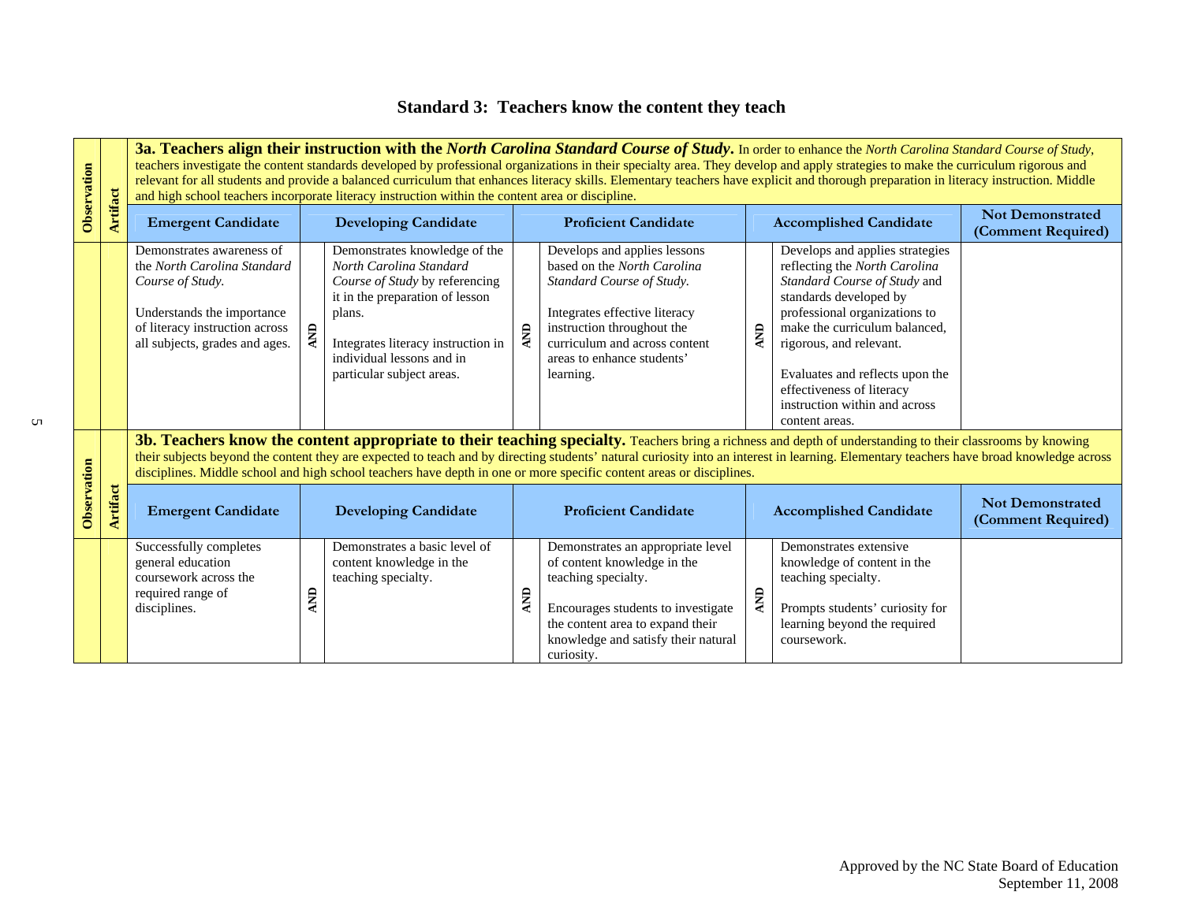## Standard 3: Teachers know the content they teach

**3a. Teachers align their instruction with the *North Carolina Standard Course of Study*.** In order to enhance the *North Carolina Standard Course of Study*, teachers investigate the content standards developed by professional organizations in their specialty area. They develop and apply strategies to make the curriculum rigorous and relevant for all students and provide a balanced curriculum that enhances literacy skills. Elementary teachers have explicit and thorough preparation in literacy instruction. Middle and high school teachers incorporate literacy instruction within the content area or discipline.

| Observation | Artifact | Emergent Candidate | | Developing Candidate | | Proficient Candidate | | Accomplished Candidate | Not Demonstrated (Comment Required) |
|---|---|---|---|---|---|---|---|---|---|
| | | Demonstrates awareness of the *North Carolina Standard Course of Study*.<br><br>Understands the importance of literacy instruction across all subjects, grades and ages. | AND | Demonstrates knowledge of the *North Carolina Standard Course of Study* by referencing it in the preparation of lesson plans.<br><br>Integrates literacy instruction in individual lessons and in particular subject areas. | AND | Develops and applies lessons based on the *North Carolina Standard Course of Study*.<br><br>Integrates effective literacy instruction throughout the curriculum and across content areas to enhance students' learning. | AND | Develops and applies strategies reflecting the *North Carolina Standard Course of Study* and standards developed by professional organizations to make the curriculum balanced, rigorous, and relevant.<br><br>Evaluates and reflects upon the effectiveness of literacy instruction within and across content areas. | |

**3b. Teachers know the content appropriate to their teaching specialty.** Teachers bring a richness and depth of understanding to their classrooms by knowing their subjects beyond the content they are expected to teach and by directing students' natural curiosity into an interest in learning. Elementary teachers have broad knowledge across disciplines. Middle school and high school teachers have depth in one or more specific content areas or disciplines.

| Observation | Artifact | Emergent Candidate | | Developing Candidate | | Proficient Candidate | | Accomplished Candidate | Not Demonstrated (Comment Required) |
|---|---|---|---|---|---|---|---|---|---|
| | | Successfully completes general education coursework across the required range of disciplines. | AND | Demonstrates a basic level of content knowledge in the teaching specialty. | AND | Demonstrates an appropriate level of content knowledge in the teaching specialty.<br><br>Encourages students to investigate the content area to expand their knowledge and satisfy their natural curiosity. | AND | Demonstrates extensive knowledge of content in the teaching specialty.<br><br>Prompts students' curiosity for learning beyond the required coursework. | |

Approved by the NC State Board of Education
September 11, 2008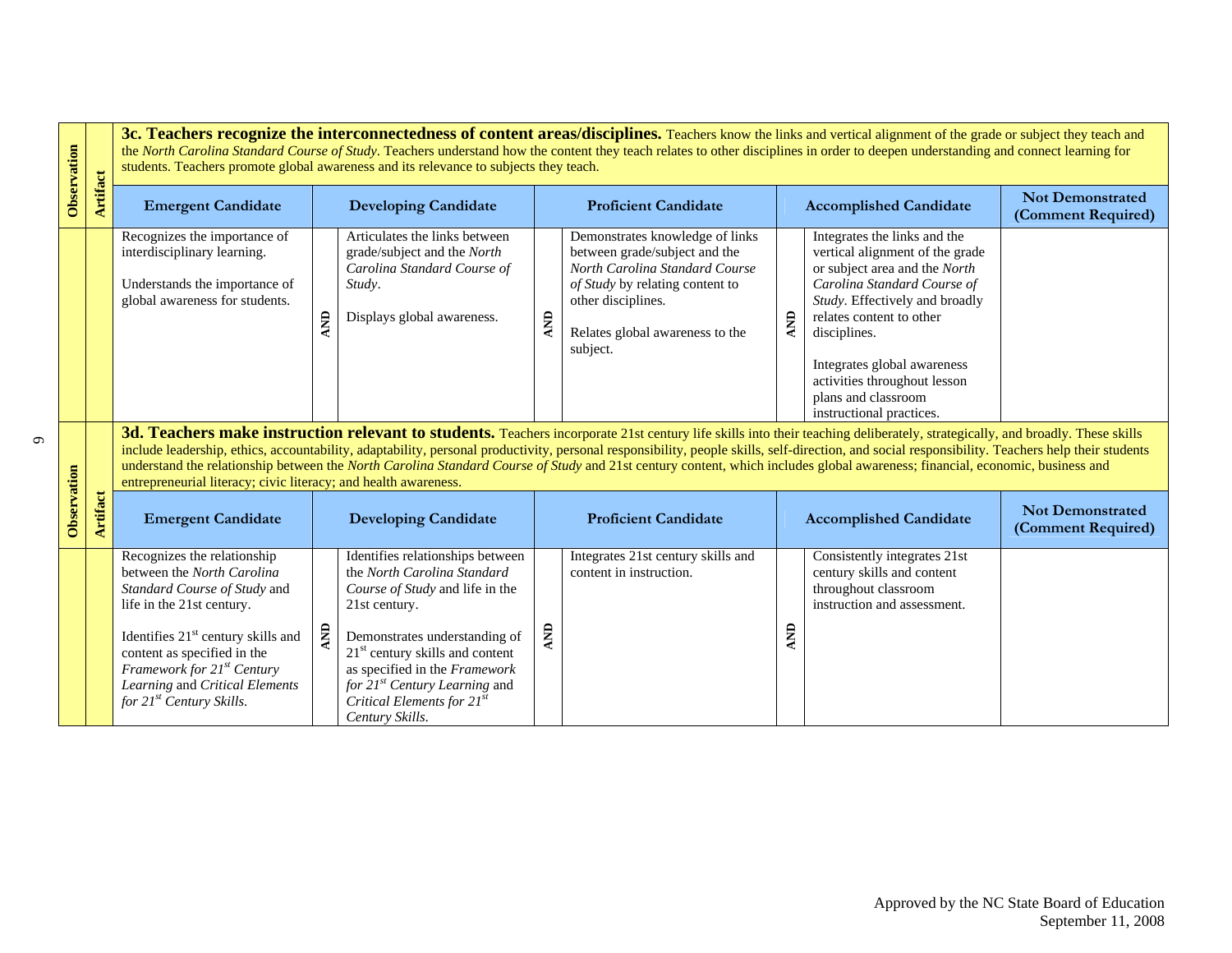**3c. Teachers recognize the interconnectedness of content areas/disciplines.** Teachers know the links and vertical alignment of the grade or subject they teach and the *North Carolina Standard Course of Study*. Teachers understand how the content they teach relates to other disciplines in order to deepen understanding and connect learning for students. Teachers promote global awareness and its relevance to subjects they teach.

| Observation | Artifact | Emergent Candidate | | Developing Candidate | | Proficient Candidate | | Accomplished Candidate | Not Demonstrated (Comment Required) |
|---|---|---|---|---|---|---|---|---|---|
| | | Recognizes the importance of interdisciplinary learning.<br><br>Understands the importance of global awareness for students. | AND | Articulates the links between grade/subject and the *North Carolina Standard Course of Study*.<br><br>Displays global awareness. | AND | Demonstrates knowledge of links between grade/subject and the *North Carolina Standard Course of Study* by relating content to other disciplines.<br><br>Relates global awareness to the subject. | AND | Integrates the links and the vertical alignment of the grade or subject area and the *North Carolina Standard Course of Study*. Effectively and broadly relates content to other disciplines.<br><br>Integrates global awareness activities throughout lesson plans and classroom instructional practices. | |

**3d. Teachers make instruction relevant to students.** Teachers incorporate 21st century life skills into their teaching deliberately, strategically, and broadly. These skills include leadership, ethics, accountability, adaptability, personal productivity, personal responsibility, people skills, self-direction, and social responsibility. Teachers help their students understand the relationship between the *North Carolina Standard Course of Study* and 21st century content, which includes global awareness; financial, economic, business and entrepreneurial literacy; civic literacy; and health awareness.

| Observation | Artifact | Emergent Candidate | | Developing Candidate | | Proficient Candidate | | Accomplished Candidate | Not Demonstrated (Comment Required) |
|---|---|---|---|---|---|---|---|---|---|
| | | Recognizes the relationship between the *North Carolina Standard Course of Study* and life in the 21st century.<br><br>Identifies 21st century skills and content as specified in the *Framework for 21st Century Learning* and *Critical Elements for 21st Century Skills*. | AND | Identifies relationships between the *North Carolina Standard Course of Study* and life in the 21st century.<br><br>Demonstrates understanding of 21st century skills and content as specified in the *Framework for 21st Century Learning* and *Critical Elements for 21st Century Skills*. | AND | Integrates 21st century skills and content in instruction. | AND | Consistently integrates 21st century skills and content throughout classroom instruction and assessment. | |

Approved by the NC State Board of Education
September 11, 2008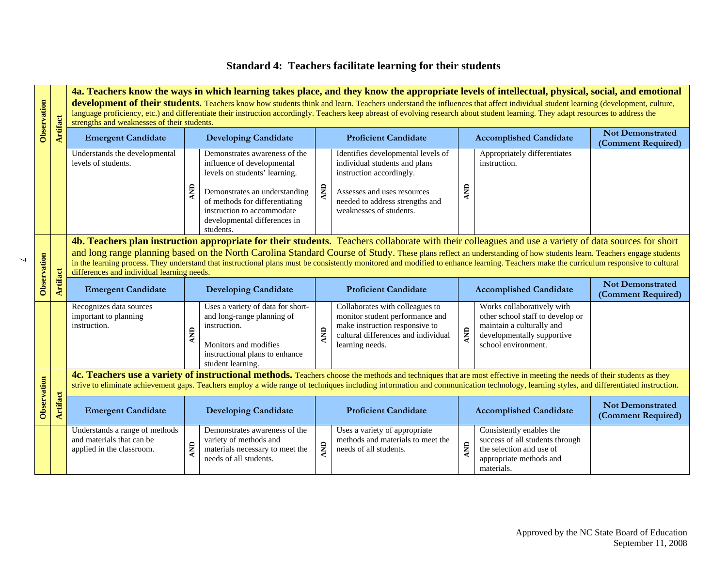# Standard 4: Teachers facilitate learning for their students

**4a. Teachers know the ways in which learning takes place, and they know the appropriate levels of intellectual, physical, social, and emotional development of their students.** Teachers know how students think and learn. Teachers understand the influences that affect individual student learning (development, culture, language proficiency, etc.) and differentiate their instruction accordingly. Teachers keep abreast of evolving research about student learning. They adapt resources to address the strengths and weaknesses of their students.

Observation | Artifact

| Emergent Candidate | | Developing Candidate | | Proficient Candidate | | Accomplished Candidate | Not Demonstrated (Comment Required) |
|---|---|---|---|---|---|---|---|
| Understands the developmental levels of students. | AND | Demonstrates awareness of the influence of developmental levels on students' learning.<br><br>Demonstrates an understanding of methods for differentiating instruction to accommodate developmental differences in students. | AND | Identifies developmental levels of individual students and plans instruction accordingly.<br><br>Assesses and uses resources needed to address strengths and weaknesses of students. | AND | Appropriately differentiates instruction. | |

**4b. Teachers plan instruction appropriate for their students.** Teachers collaborate with their colleagues and use a variety of data sources for short and long range planning based on the North Carolina Standard Course of Study. These plans reflect an understanding of how students learn. Teachers engage students in the learning process. They understand that instructional plans must be consistently monitored and modified to enhance learning. Teachers make the curriculum responsive to cultural differences and individual learning needs.

Observation | Artifact

| Emergent Candidate | | Developing Candidate | | Proficient Candidate | | Accomplished Candidate | Not Demonstrated (Comment Required) |
|---|---|---|---|---|---|---|---|
| Recognizes data sources important to planning instruction. | AND | Uses a variety of data for short- and long-range planning of instruction.<br><br>Monitors and modifies instructional plans to enhance student learning. | AND | Collaborates with colleagues to monitor student performance and make instruction responsive to cultural differences and individual learning needs. | AND | Works collaboratively with other school staff to develop or maintain a culturally and developmentally supportive school environment. | |

**4c. Teachers use a variety of instructional methods.** Teachers choose the methods and techniques that are most effective in meeting the needs of their students as they strive to eliminate achievement gaps. Teachers employ a wide range of techniques including information and communication technology, learning styles, and differentiated instruction.

Observation | Artifact

| Emergent Candidate | | Developing Candidate | | Proficient Candidate | | Accomplished Candidate | Not Demonstrated (Comment Required) |
|---|---|---|---|---|---|---|---|
| Understands a range of methods and materials that can be applied in the classroom. | AND | Demonstrates awareness of the variety of methods and materials necessary to meet the needs of all students. | AND | Uses a variety of appropriate methods and materials to meet the needs of all students. | AND | Consistently enables the success of all students through the selection and use of appropriate methods and materials. | |

Approved by the NC State Board of Education
September 11, 2008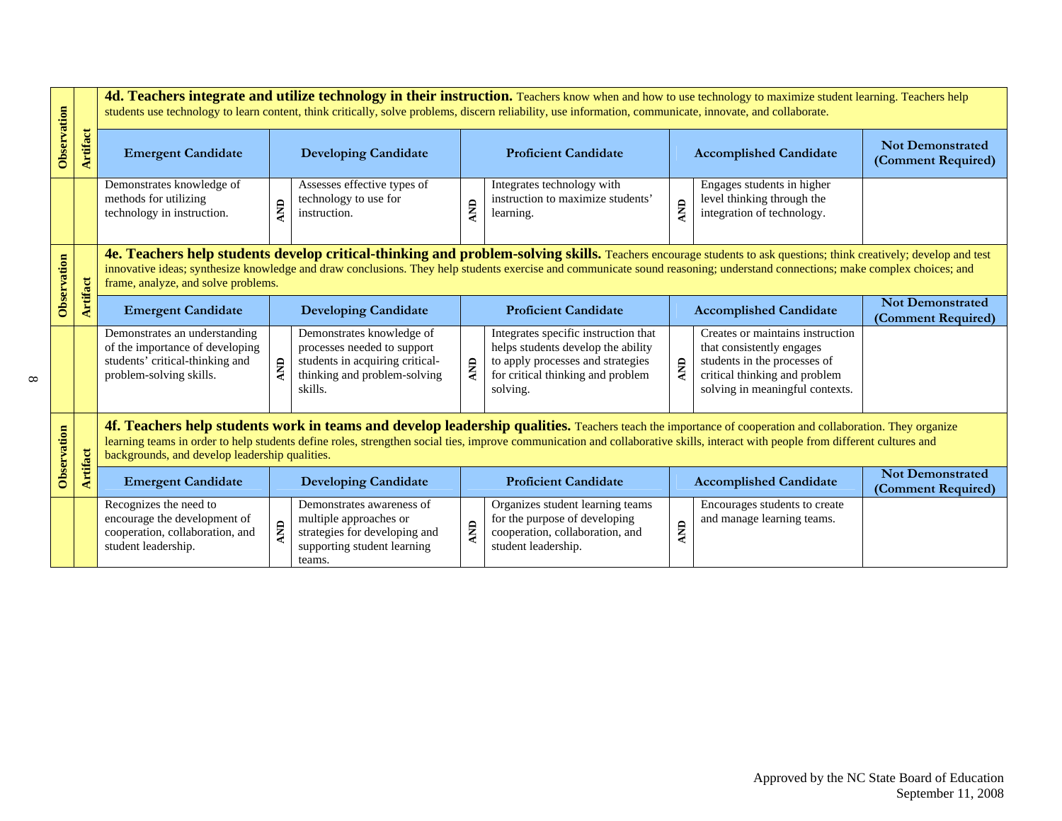| Observation | Artifact | **4d. Teachers integrate and utilize technology in their instruction.** Teachers know when and how to use technology to maximize student learning. Teachers help students use technology to learn content, think critically, solve problems, discern reliability, use information, communicate, innovate, and collaborate. | | | | | | | |
|---|---|---|---|---|---|---|---|---|---|
| | | **Emergent Candidate** | | **Developing Candidate** | | **Proficient Candidate** | | **Accomplished Candidate** | **Not Demonstrated (Comment Required)** |
| | | Demonstrates knowledge of methods for utilizing technology in instruction. | **AND** | Assesses effective types of technology to use for instruction. | **AND** | Integrates technology with instruction to maximize students' learning. | **AND** | Engages students in higher level thinking through the integration of technology. | |

| Observation | Artifact | **4e. Teachers help students develop critical-thinking and problem-solving skills.** Teachers encourage students to ask questions; think creatively; develop and test innovative ideas; synthesize knowledge and draw conclusions. They help students exercise and communicate sound reasoning; understand connections; make complex choices; and frame, analyze, and solve problems. | | | | | | | |
|---|---|---|---|---|---|---|---|---|---|
| | | **Emergent Candidate** | | **Developing Candidate** | | **Proficient Candidate** | | **Accomplished Candidate** | **Not Demonstrated (Comment Required)** |
| | | Demonstrates an understanding of the importance of developing students' critical-thinking and problem-solving skills. | **AND** | Demonstrates knowledge of processes needed to support students in acquiring critical-thinking and problem-solving skills. | **AND** | Integrates specific instruction that helps students develop the ability to apply processes and strategies for critical thinking and problem solving. | **AND** | Creates or maintains instruction that consistently engages students in the processes of critical thinking and problem solving in meaningful contexts. | |

| Observation | Artifact | **4f. Teachers help students work in teams and develop leadership qualities.** Teachers teach the importance of cooperation and collaboration. They organize learning teams in order to help students define roles, strengthen social ties, improve communication and collaborative skills, interact with people from different cultures and backgrounds, and develop leadership qualities. | | | | | | | |
|---|---|---|---|---|---|---|---|---|---|
| | | **Emergent Candidate** | | **Developing Candidate** | | **Proficient Candidate** | | **Accomplished Candidate** | **Not Demonstrated (Comment Required)** |
| | | Recognizes the need to encourage the development of cooperation, collaboration, and student leadership. | **AND** | Demonstrates awareness of multiple approaches or strategies for developing and supporting student learning teams. | **AND** | Organizes student learning teams for the purpose of developing cooperation, collaboration, and student leadership. | **AND** | Encourages students to create and manage learning teams. | |

Approved by the NC State Board of Education
September 11, 2008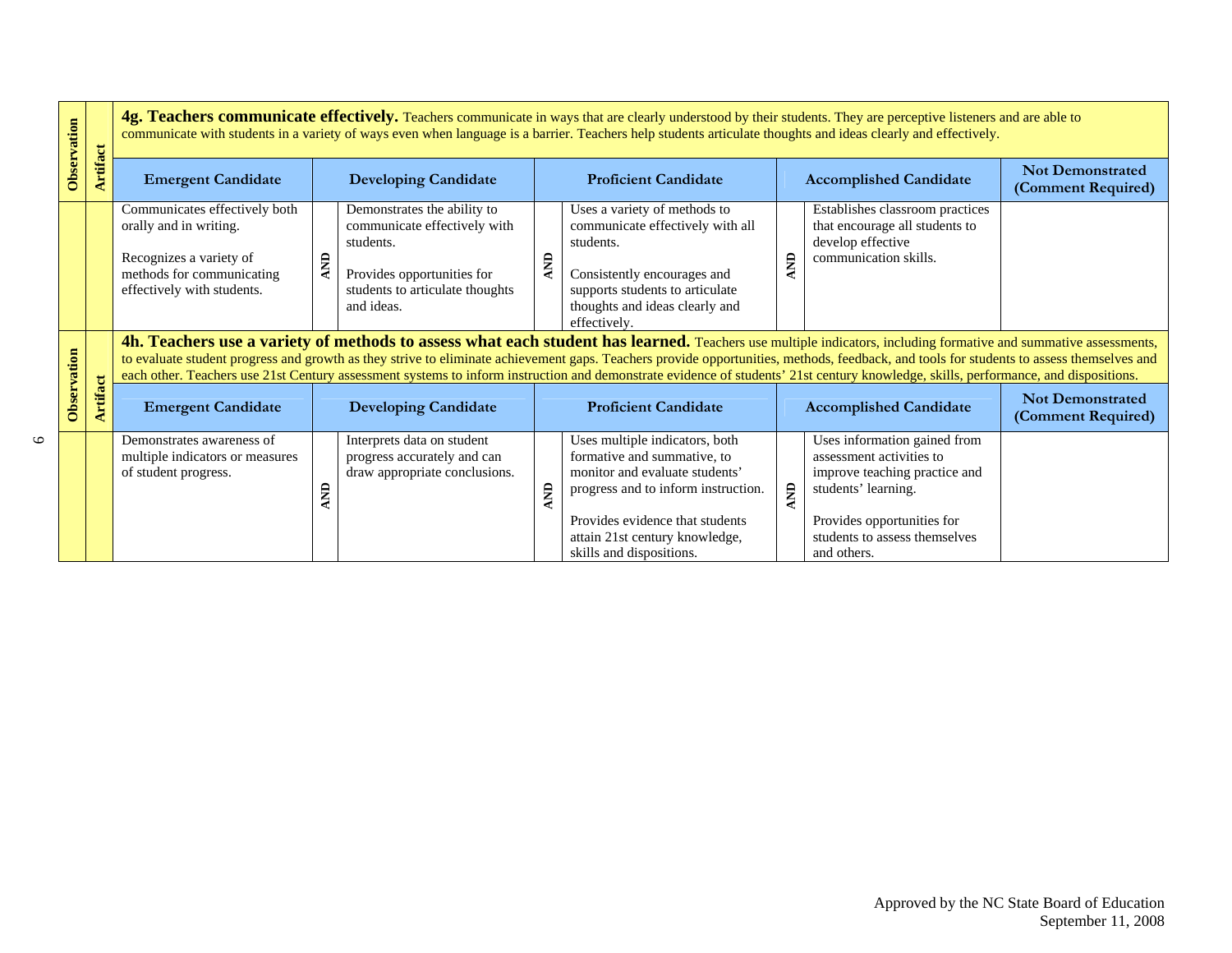**4g. Teachers communicate effectively.** Teachers communicate in ways that are clearly understood by their students. They are perceptive listeners and are able to communicate with students in a variety of ways even when language is a barrier. Teachers help students articulate thoughts and ideas clearly and effectively.

| Observation | Artifact | Emergent Candidate | | Developing Candidate | | Proficient Candidate | | Accomplished Candidate | Not Demonstrated (Comment Required) |
|---|---|---|---|---|---|---|---|---|---|
| | | Communicates effectively both orally and in writing.<br><br>Recognizes a variety of methods for communicating effectively with students. | AND | Demonstrates the ability to communicate effectively with students.<br><br>Provides opportunities for students to articulate thoughts and ideas. | AND | Uses a variety of methods to communicate effectively with all students.<br><br>Consistently encourages and supports students to articulate thoughts and ideas clearly and effectively. | AND | Establishes classroom practices that encourage all students to develop effective communication skills. | |

**4h. Teachers use a variety of methods to assess what each student has learned.** Teachers use multiple indicators, including formative and summative assessments, to evaluate student progress and growth as they strive to eliminate achievement gaps. Teachers provide opportunities, methods, feedback, and tools for students to assess themselves and each other. Teachers use 21st Century assessment systems to inform instruction and demonstrate evidence of students' 21st century knowledge, skills, performance, and dispositions.

| Observation | Artifact | Emergent Candidate | | Developing Candidate | | Proficient Candidate | | Accomplished Candidate | Not Demonstrated (Comment Required) |
|---|---|---|---|---|---|---|---|---|---|
| | | Demonstrates awareness of multiple indicators or measures of student progress. | AND | Interprets data on student progress accurately and can draw appropriate conclusions. | AND | Uses multiple indicators, both formative and summative, to monitor and evaluate students' progress and to inform instruction.<br><br>Provides evidence that students attain 21st century knowledge, skills and dispositions. | AND | Uses information gained from assessment activities to improve teaching practice and students' learning.<br><br>Provides opportunities for students to assess themselves and others. | |

Approved by the NC State Board of Education
September 11, 2008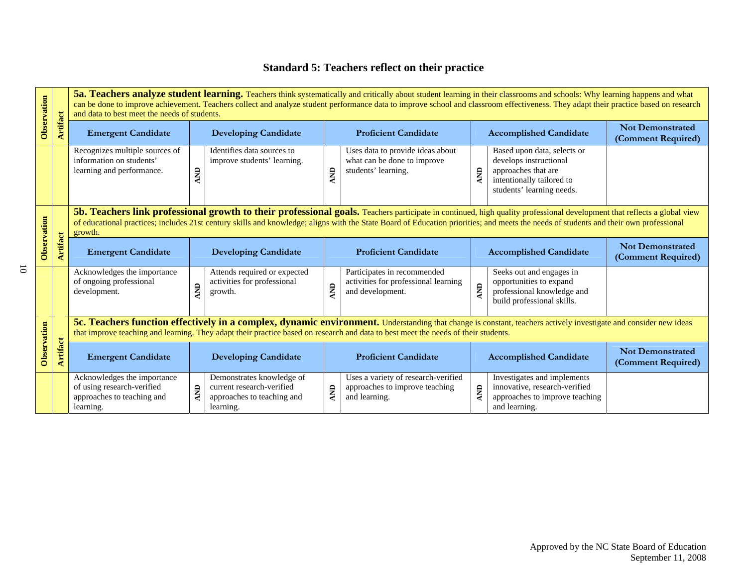# Standard 5: Teachers reflect on their practice

**5a. Teachers analyze student learning.** Teachers think systematically and critically about student learning in their classrooms and schools: Why learning happens and what can be done to improve achievement. Teachers collect and analyze student performance data to improve school and classroom effectiveness. They adapt their practice based on research and data to best meet the needs of students.

| Observation | Artifact | Emergent Candidate | | Developing Candidate | | Proficient Candidate | | Accomplished Candidate | Not Demonstrated (Comment Required) |
|---|---|---|---|---|---|---|---|---|---|
| | | Recognizes multiple sources of information on students' learning and performance. | AND | Identifies data sources to improve students' learning. | AND | Uses data to provide ideas about what can be done to improve students' learning. | AND | Based upon data, selects or develops instructional approaches that are intentionally tailored to students' learning needs. | |

**5b. Teachers link professional growth to their professional goals.** Teachers participate in continued, high quality professional development that reflects a global view of educational practices; includes 21st century skills and knowledge; aligns with the State Board of Education priorities; and meets the needs of students and their own professional growth.

| Observation | Artifact | Emergent Candidate | | Developing Candidate | | Proficient Candidate | | Accomplished Candidate | Not Demonstrated (Comment Required) |
|---|---|---|---|---|---|---|---|---|---|
| | | Acknowledges the importance of ongoing professional development. | AND | Attends required or expected activities for professional growth. | AND | Participates in recommended activities for professional learning and development. | AND | Seeks out and engages in opportunities to expand professional knowledge and build professional skills. | |

**5c. Teachers function effectively in a complex, dynamic environment.** Understanding that change is constant, teachers actively investigate and consider new ideas that improve teaching and learning. They adapt their practice based on research and data to best meet the needs of their students.

| Observation | Artifact | Emergent Candidate | | Developing Candidate | | Proficient Candidate | | Accomplished Candidate | Not Demonstrated (Comment Required) |
|---|---|---|---|---|---|---|---|---|---|
| | | Acknowledges the importance of using research-verified approaches to teaching and learning. | AND | Demonstrates knowledge of current research-verified approaches to teaching and learning. | AND | Uses a variety of research-verified approaches to improve teaching and learning. | AND | Investigates and implements innovative, research-verified approaches to improve teaching and learning. | |

Approved by the NC State Board of Education
September 11, 2008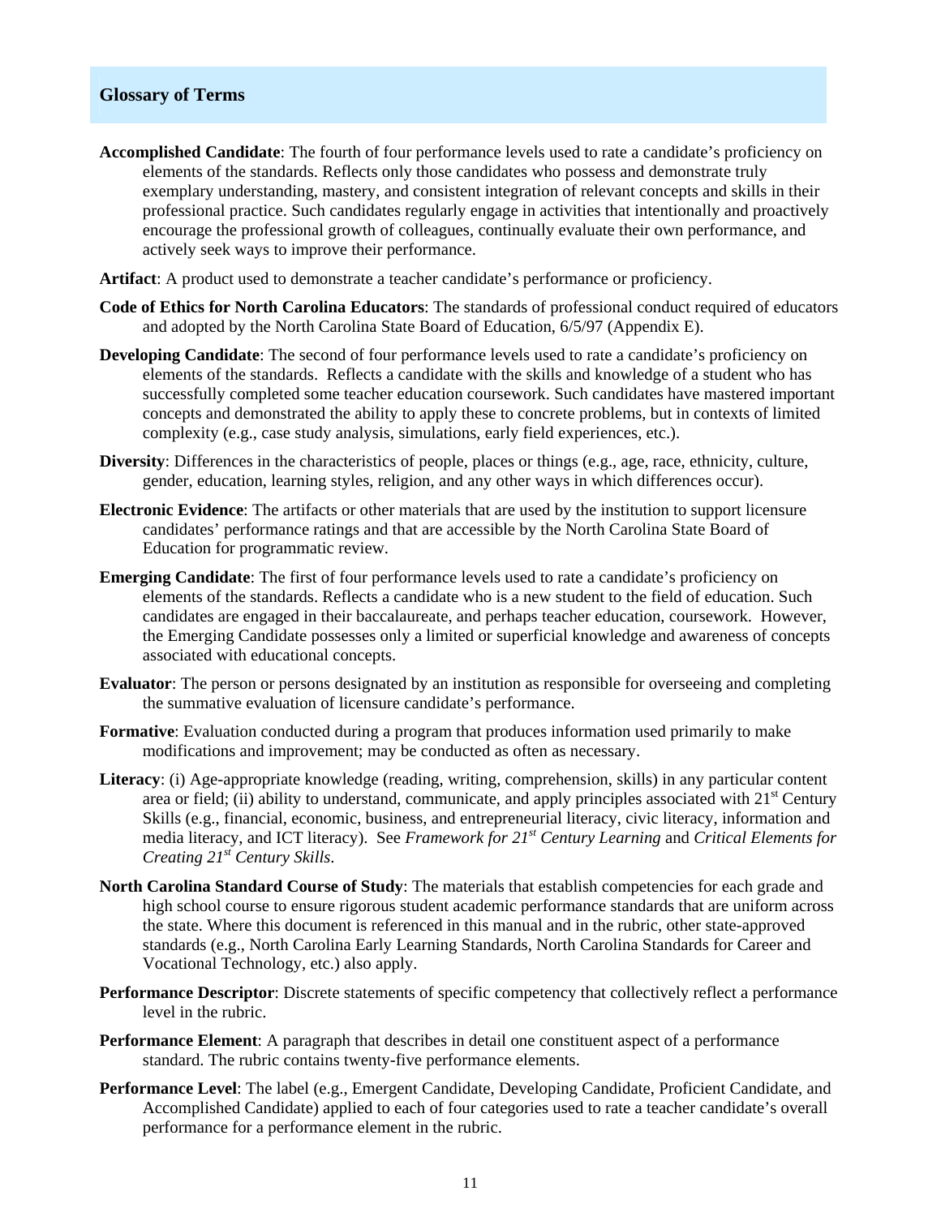## Glossary of Terms

**Accomplished Candidate**: The fourth of four performance levels used to rate a candidate's proficiency on elements of the standards. Reflects only those candidates who possess and demonstrate truly exemplary understanding, mastery, and consistent integration of relevant concepts and skills in their professional practice. Such candidates regularly engage in activities that intentionally and proactively encourage the professional growth of colleagues, continually evaluate their own performance, and actively seek ways to improve their performance.

**Artifact**: A product used to demonstrate a teacher candidate's performance or proficiency.

**Code of Ethics for North Carolina Educators**: The standards of professional conduct required of educators and adopted by the North Carolina State Board of Education, 6/5/97 (Appendix E).

**Developing Candidate**: The second of four performance levels used to rate a candidate's proficiency on elements of the standards. Reflects a candidate with the skills and knowledge of a student who has successfully completed some teacher education coursework. Such candidates have mastered important concepts and demonstrated the ability to apply these to concrete problems, but in contexts of limited complexity (e.g., case study analysis, simulations, early field experiences, etc.).

**Diversity**: Differences in the characteristics of people, places or things (e.g., age, race, ethnicity, culture, gender, education, learning styles, religion, and any other ways in which differences occur).

**Electronic Evidence**: The artifacts or other materials that are used by the institution to support licensure candidates' performance ratings and that are accessible by the North Carolina State Board of Education for programmatic review.

**Emerging Candidate**: The first of four performance levels used to rate a candidate's proficiency on elements of the standards. Reflects a candidate who is a new student to the field of education. Such candidates are engaged in their baccalaureate, and perhaps teacher education, coursework. However, the Emerging Candidate possesses only a limited or superficial knowledge and awareness of concepts associated with educational concepts.

**Evaluator**: The person or persons designated by an institution as responsible for overseeing and completing the summative evaluation of licensure candidate's performance.

**Formative**: Evaluation conducted during a program that produces information used primarily to make modifications and improvement; may be conducted as often as necessary.

**Literacy**: (i) Age-appropriate knowledge (reading, writing, comprehension, skills) in any particular content area or field; (ii) ability to understand, communicate, and apply principles associated with 21st Century Skills (e.g., financial, economic, business, and entrepreneurial literacy, civic literacy, information and media literacy, and ICT literacy). See *Framework for 21st Century Learning* and *Critical Elements for Creating 21st Century Skills*.

**North Carolina Standard Course of Study**: The materials that establish competencies for each grade and high school course to ensure rigorous student academic performance standards that are uniform across the state. Where this document is referenced in this manual and in the rubric, other state-approved standards (e.g., North Carolina Early Learning Standards, North Carolina Standards for Career and Vocational Technology, etc.) also apply.

**Performance Descriptor**: Discrete statements of specific competency that collectively reflect a performance level in the rubric.

**Performance Element**: A paragraph that describes in detail one constituent aspect of a performance standard. The rubric contains twenty-five performance elements.

**Performance Level**: The label (e.g., Emergent Candidate, Developing Candidate, Proficient Candidate, and Accomplished Candidate) applied to each of four categories used to rate a teacher candidate's overall performance for a performance element in the rubric.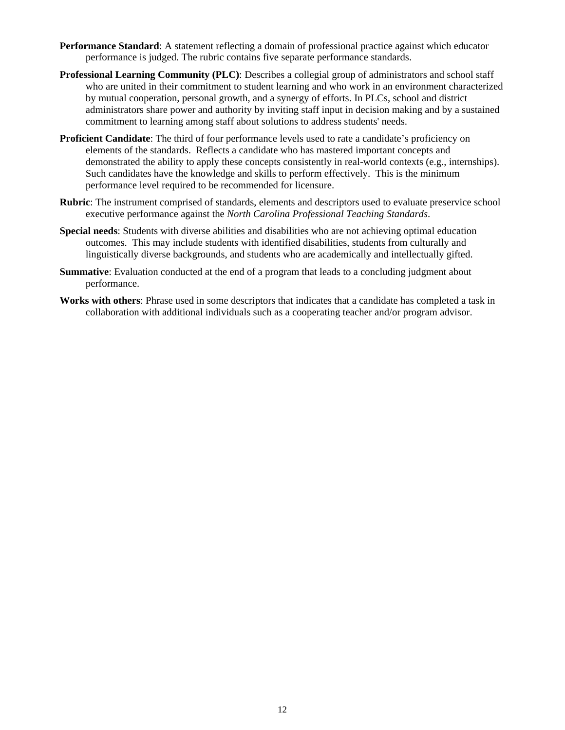**Performance Standard**: A statement reflecting a domain of professional practice against which educator performance is judged. The rubric contains five separate performance standards.

**Professional Learning Community (PLC)**: Describes a collegial group of administrators and school staff who are united in their commitment to student learning and who work in an environment characterized by mutual cooperation, personal growth, and a synergy of efforts. In PLCs, school and district administrators share power and authority by inviting staff input in decision making and by a sustained commitment to learning among staff about solutions to address students' needs.

**Proficient Candidate**: The third of four performance levels used to rate a candidate's proficiency on elements of the standards. Reflects a candidate who has mastered important concepts and demonstrated the ability to apply these concepts consistently in real-world contexts (e.g., internships). Such candidates have the knowledge and skills to perform effectively. This is the minimum performance level required to be recommended for licensure.

**Rubric**: The instrument comprised of standards, elements and descriptors used to evaluate preservice school executive performance against the *North Carolina Professional Teaching Standards*.

**Special needs**: Students with diverse abilities and disabilities who are not achieving optimal education outcomes. This may include students with identified disabilities, students from culturally and linguistically diverse backgrounds, and students who are academically and intellectually gifted.

**Summative**: Evaluation conducted at the end of a program that leads to a concluding judgment about performance.

**Works with others**: Phrase used in some descriptors that indicates that a candidate has completed a task in collaboration with additional individuals such as a cooperating teacher and/or program advisor.